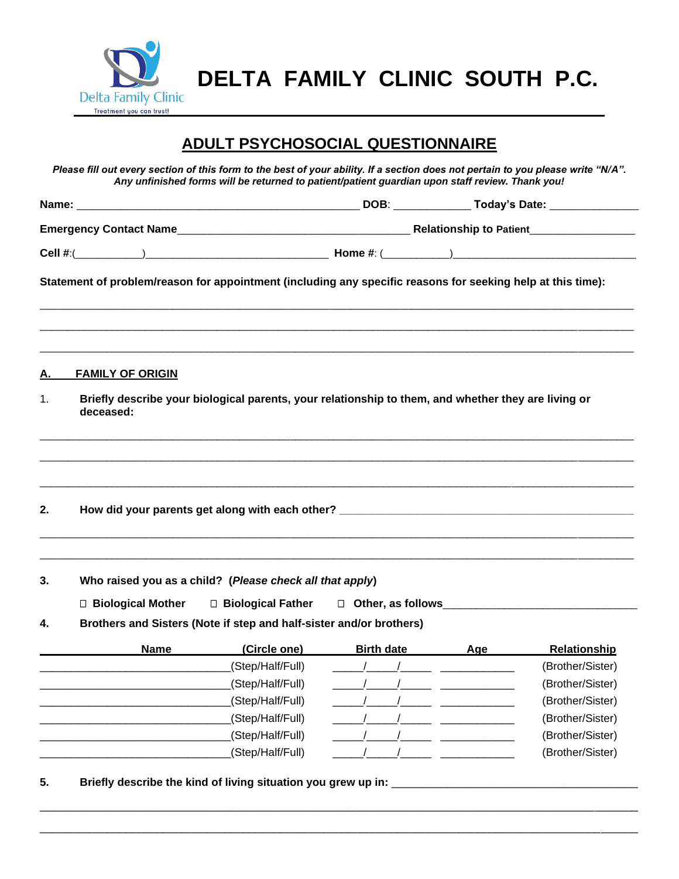# DELTA FAMILY CLINIC SOUTH P.C.

Delta Family Clinic
Treatment you can trust!

## ADULT PSYCHOSOCIAL QUESTIONNAIRE

***Please fill out every section of this form to the best of your ability. If a section does not pertain to you please write "N/A". Any unfinished forms will be returned to patient/patient guardian upon staff review. Thank you!***

**Name:** _______________________________________________ **DOB**: ____________ **Today's Date:** ______________

**Emergency Contact Name**_______________________________________ **Relationship to Patient**_________________

**Cell #**:(__________)_____________________________ **Home #**: (__________)_____________________________

**Statement of problem/reason for appointment (including any specific reasons for seeking help at this time):**

_____________________________________________________________________________________________

_____________________________________________________________________________________________

_____________________________________________________________________________________________

## A. FAMILY OF ORIGIN

1. **Briefly describe your biological parents, your relationship to them, and whether they are living or deceased:**

_____________________________________________________________________________________________

_____________________________________________________________________________________________

_____________________________________________________________________________________________

2. **How did your parents get along with each other?** _______________________________________________

_____________________________________________________________________________________________

_____________________________________________________________________________________________

3. **Who raised you as a child? (*Please check all that apply*)**

☐ **Biological Mother** ☐ **Biological Father** ☐ **Other, as follows**______________________________

4. **Brothers and Sisters (Note if step and half-sister and/or brothers)**

| Name | (Circle one) | Birth date | Age | Relationship |
|---|---|---|---|---|
| ______________________________ | (Step/Half/Full) | _____/_____/_____ | ____________ | (Brother/Sister) |
| ______________________________ | (Step/Half/Full) | _____/_____/_____ | ____________ | (Brother/Sister) |
| ______________________________ | (Step/Half/Full) | _____/_____/_____ | ____________ | (Brother/Sister) |
| ______________________________ | (Step/Half/Full) | _____/_____/_____ | ____________ | (Brother/Sister) |
| ______________________________ | (Step/Half/Full) | _____/_____/_____ | ____________ | (Brother/Sister) |
| ______________________________ | (Step/Half/Full) | _____/_____/_____ | ____________ | (Brother/Sister) |

5. **Briefly describe the kind of living situation you grew up in:** ______________________________________

_____________________________________________________________________________________________

_____________________________________________________________________________________________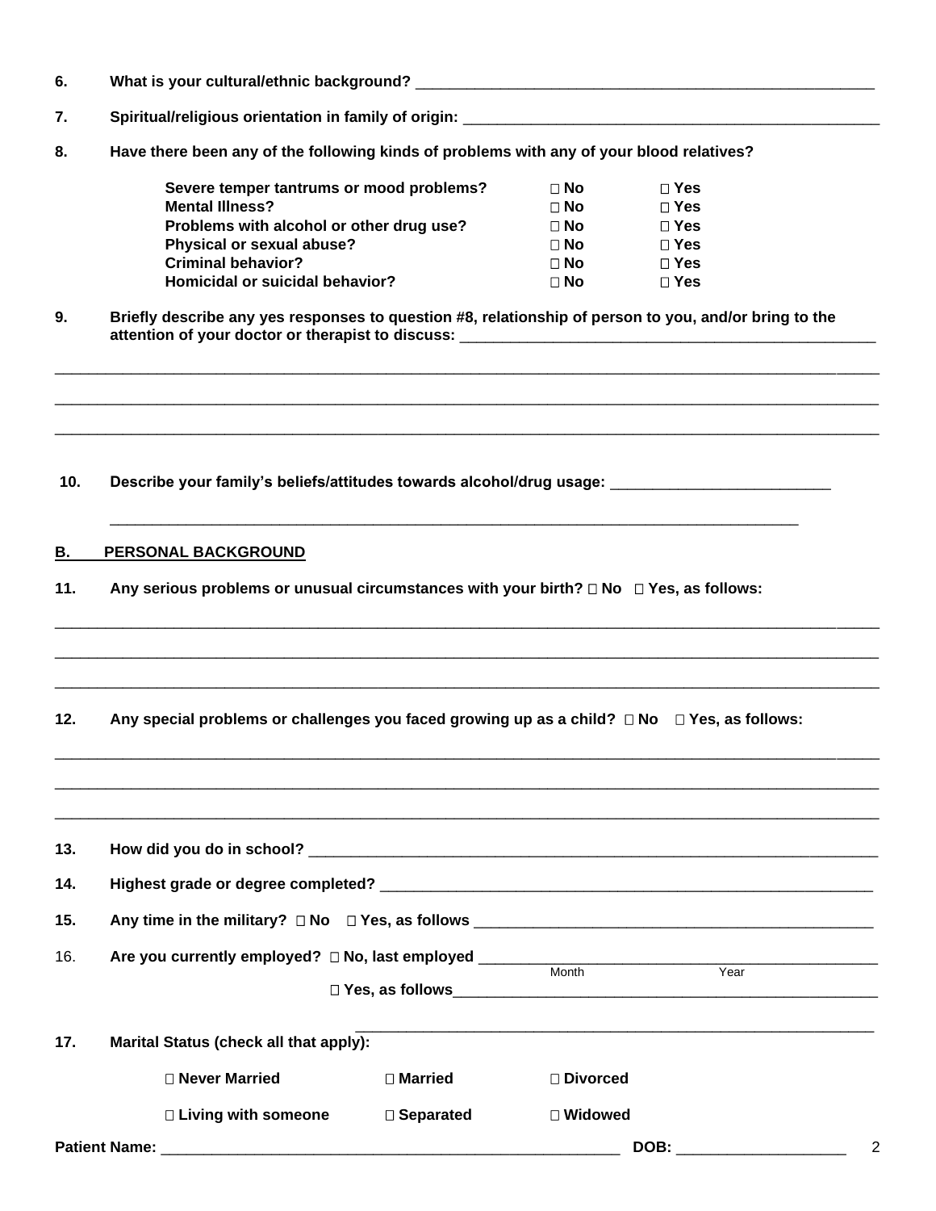**6.** **What is your cultural/ethnic background?** ____________________________________________________

**7.** **Spiritual/religious orientation in family of origin:** ______________________________________________

**8.** **Have there been any of the following kinds of problems with any of your blood relatives?**

| | | |
|---|---|---|
| **Severe temper tantrums or mood problems?** | □ **No** | □ **Yes** |
| **Mental Illness?** | □ **No** | □ **Yes** |
| **Problems with alcohol or other drug use?** | □ **No** | □ **Yes** |
| **Physical or sexual abuse?** | □ **No** | □ **Yes** |
| **Criminal behavior?** | □ **No** | □ **Yes** |
| **Homicidal or suicidal behavior?** | □ **No** | □ **Yes** |

**9.** **Briefly describe any yes responses to question #8, relationship of person to you, and/or bring to the attention of your doctor or therapist to discuss:** ______________________________________________

____________________________________________________________________________________________

____________________________________________________________________________________________

____________________________________________________________________________________________

**10.** **Describe your family's beliefs/attitudes towards alcohol/drug usage:** __________________________

____________________________________________________________________________________

## B. PERSONAL BACKGROUND

**11.** **Any serious problems or unusual circumstances with your birth?** □ **No** □ **Yes, as follows:**

____________________________________________________________________________________________

____________________________________________________________________________________________

____________________________________________________________________________________________

**12.** **Any special problems or challenges you faced growing up as a child?** □ **No** □ **Yes, as follows:**

____________________________________________________________________________________________

____________________________________________________________________________________________

____________________________________________________________________________________________

**13.** **How did you do in school?** ____________________________________________________________________

**14.** **Highest grade or degree completed?** _________________________________________________________

**15.** **Any time in the military?** □ **No** □ **Yes, as follows** ____________________________________________

16. **Are you currently employed?** □ **No, last employed** ______________________________________________
Month Year

□ **Yes, as follows**_____________________________________________________

_____________________________________________________________

**17.** **Marital Status (check all that apply):**

| | | |
|---|---|---|
| □ **Never Married** | □ **Married** | □ **Divorced** |
| □ **Living with someone** | □ **Separated** | □ **Widowed** |

**Patient Name:** _______________________________________________________ **DOB:** ____________________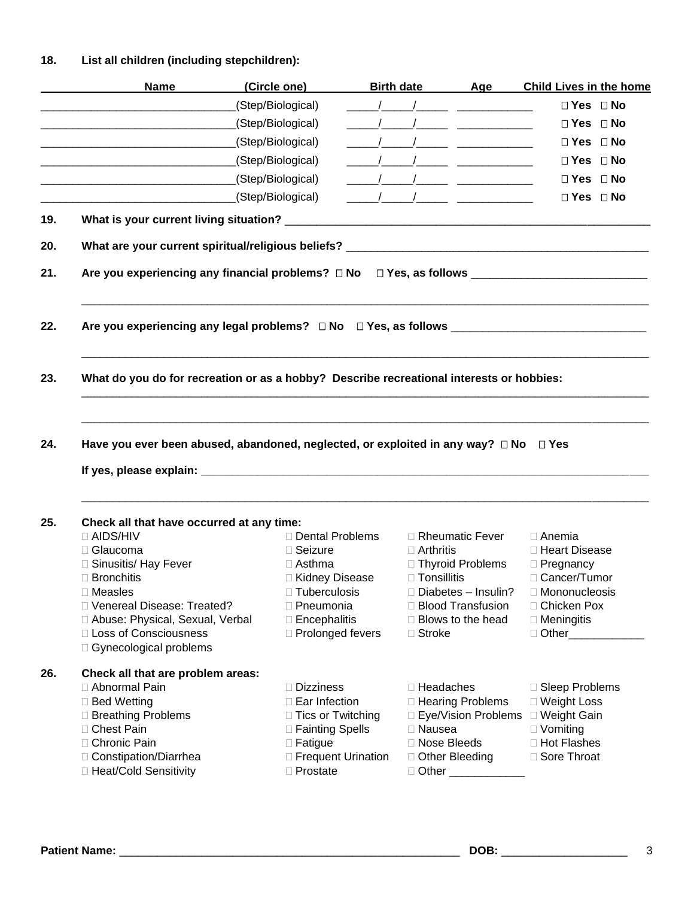**18. List all children (including stepchildren):**

| Name | (Circle one) | Birth date | Age | Child Lives in the home |
|---|---|---|---|---|
| _______________________________ | (Step/Biological) | _____/_____/_____ | ____________ | ☐ Yes ☐ No |
| _______________________________ | (Step/Biological) | _____/_____/_____ | ____________ | ☐ Yes ☐ No |
| _______________________________ | (Step/Biological) | _____/_____/_____ | ____________ | ☐ Yes ☐ No |
| _______________________________ | (Step/Biological) | _____/_____/_____ | ____________ | ☐ Yes ☐ No |
| _______________________________ | (Step/Biological) | _____/_____/_____ | ____________ | ☐ Yes ☐ No |
| _______________________________ | (Step/Biological) | _____/_____/_____ | ____________ | ☐ Yes ☐ No |

**19. What is your current living situation?** ____________________________________________________________

**20. What are your current spiritual/religious beliefs?** ________________________________________________

**21. Are you experiencing any financial problems? ☐ No ☐ Yes, as follows** ____________________________

_______________________________________________________________________________________________

**22. Are you experiencing any legal problems? ☐ No ☐ Yes, as follows** _______________________________

_______________________________________________________________________________________________

**23. What do you do for recreation or as a hobby? Describe recreational interests or hobbies:**

_______________________________________________________________________________________________

_______________________________________________________________________________________________

**24. Have you ever been abused, abandoned, neglected, or exploited in any way? ☐ No ☐ Yes**

**If yes, please explain:** ___________________________________________________________________________

_______________________________________________________________________________________________

**25. Check all that have occurred at any time:**

- ☐ AIDS/HIV
- ☐ Glaucoma
- ☐ Sinusitis/ Hay Fever
- ☐ Bronchitis
- ☐ Measles
- ☐ Venereal Disease: Treated?
- ☐ Abuse: Physical, Sexual, Verbal
- ☐ Loss of Consciousness
- ☐ Gynecological problems
- ☐ Dental Problems
- ☐ Seizure
- ☐ Asthma
- ☐ Kidney Disease
- ☐ Tuberculosis
- ☐ Pneumonia
- ☐ Encephalitis
- ☐ Prolonged fevers
- ☐ Rheumatic Fever
- ☐ Arthritis
- ☐ Thyroid Problems
- ☐ Tonsillitis
- ☐ Diabetes – Insulin?
- ☐ Blood Transfusion
- ☐ Blows to the head
- ☐ Stroke
- ☐ Anemia
- ☐ Heart Disease
- ☐ Pregnancy
- ☐ Cancer/Tumor
- ☐ Mononucleosis
- ☐ Chicken Pox
- ☐ Meningitis
- ☐ Other____________

**26. Check all that are problem areas:**

- ☐ Abnormal Pain
- ☐ Bed Wetting
- ☐ Breathing Problems
- ☐ Chest Pain
- ☐ Chronic Pain
- ☐ Constipation/Diarrhea
- ☐ Heat/Cold Sensitivity
- ☐ Dizziness
- ☐ Ear Infection
- ☐ Tics or Twitching
- ☐ Fainting Spells
- ☐ Fatigue
- ☐ Frequent Urination
- ☐ Prostate
- ☐ Headaches
- ☐ Hearing Problems
- ☐ Eye/Vision Problems
- ☐ Nausea
- ☐ Nose Bleeds
- ☐ Other Bleeding
- ☐ Other ____________
- ☐ Sleep Problems
- ☐ Weight Loss
- ☐ Weight Gain
- ☐ Vomiting
- ☐ Hot Flashes
- ☐ Sore Throat

**Patient Name:** ________________________________________________________ **DOB:** ____________________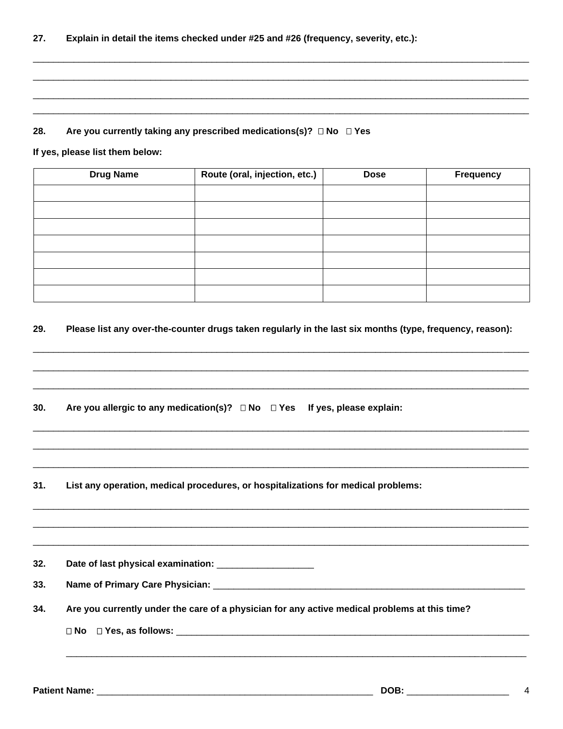**27. Explain in detail the items checked under #25 and #26 (frequency, severity, etc.):**

\_\_\_\_\_\_\_\_\_\_\_\_\_\_\_\_\_\_\_\_\_\_\_\_\_\_\_\_\_\_\_\_\_\_\_\_\_\_\_\_\_\_\_\_\_\_\_\_\_\_\_\_\_\_\_\_\_\_\_\_\_\_\_\_\_\_\_\_\_\_\_\_\_\_\_\_\_\_

\_\_\_\_\_\_\_\_\_\_\_\_\_\_\_\_\_\_\_\_\_\_\_\_\_\_\_\_\_\_\_\_\_\_\_\_\_\_\_\_\_\_\_\_\_\_\_\_\_\_\_\_\_\_\_\_\_\_\_\_\_\_\_\_\_\_\_\_\_\_\_\_\_\_\_\_\_\_

\_\_\_\_\_\_\_\_\_\_\_\_\_\_\_\_\_\_\_\_\_\_\_\_\_\_\_\_\_\_\_\_\_\_\_\_\_\_\_\_\_\_\_\_\_\_\_\_\_\_\_\_\_\_\_\_\_\_\_\_\_\_\_\_\_\_\_\_\_\_\_\_\_\_\_\_\_\_

\_\_\_\_\_\_\_\_\_\_\_\_\_\_\_\_\_\_\_\_\_\_\_\_\_\_\_\_\_\_\_\_\_\_\_\_\_\_\_\_\_\_\_\_\_\_\_\_\_\_\_\_\_\_\_\_\_\_\_\_\_\_\_\_\_\_\_\_\_\_\_\_\_\_\_\_\_\_

**28. Are you currently taking any prescribed medications(s)? ☐ No ☐ Yes**

**If yes, please list them below:**

| Drug Name | Route (oral, injection, etc.) | Dose | Frequency |
|---|---|---|---|
| | | | |
| | | | |
| | | | |
| | | | |
| | | | |
| | | | |
| | | | |

**29. Please list any over-the-counter drugs taken regularly in the last six months (type, frequency, reason):**

\_\_\_\_\_\_\_\_\_\_\_\_\_\_\_\_\_\_\_\_\_\_\_\_\_\_\_\_\_\_\_\_\_\_\_\_\_\_\_\_\_\_\_\_\_\_\_\_\_\_\_\_\_\_\_\_\_\_\_\_\_\_\_\_\_\_\_\_\_\_\_\_\_\_\_\_\_\_

\_\_\_\_\_\_\_\_\_\_\_\_\_\_\_\_\_\_\_\_\_\_\_\_\_\_\_\_\_\_\_\_\_\_\_\_\_\_\_\_\_\_\_\_\_\_\_\_\_\_\_\_\_\_\_\_\_\_\_\_\_\_\_\_\_\_\_\_\_\_\_\_\_\_\_\_\_\_

\_\_\_\_\_\_\_\_\_\_\_\_\_\_\_\_\_\_\_\_\_\_\_\_\_\_\_\_\_\_\_\_\_\_\_\_\_\_\_\_\_\_\_\_\_\_\_\_\_\_\_\_\_\_\_\_\_\_\_\_\_\_\_\_\_\_\_\_\_\_\_\_\_\_\_\_\_\_

**30. Are you allergic to any medication(s)? ☐ No ☐ Yes If yes, please explain:**

\_\_\_\_\_\_\_\_\_\_\_\_\_\_\_\_\_\_\_\_\_\_\_\_\_\_\_\_\_\_\_\_\_\_\_\_\_\_\_\_\_\_\_\_\_\_\_\_\_\_\_\_\_\_\_\_\_\_\_\_\_\_\_\_\_\_\_\_\_\_\_\_\_\_\_\_\_\_

\_\_\_\_\_\_\_\_\_\_\_\_\_\_\_\_\_\_\_\_\_\_\_\_\_\_\_\_\_\_\_\_\_\_\_\_\_\_\_\_\_\_\_\_\_\_\_\_\_\_\_\_\_\_\_\_\_\_\_\_\_\_\_\_\_\_\_\_\_\_\_\_\_\_\_\_\_\_

\_\_\_\_\_\_\_\_\_\_\_\_\_\_\_\_\_\_\_\_\_\_\_\_\_\_\_\_\_\_\_\_\_\_\_\_\_\_\_\_\_\_\_\_\_\_\_\_\_\_\_\_\_\_\_\_\_\_\_\_\_\_\_\_\_\_\_\_\_\_\_\_\_\_\_\_\_\_

**31. List any operation, medical procedures, or hospitalizations for medical problems:**

\_\_\_\_\_\_\_\_\_\_\_\_\_\_\_\_\_\_\_\_\_\_\_\_\_\_\_\_\_\_\_\_\_\_\_\_\_\_\_\_\_\_\_\_\_\_\_\_\_\_\_\_\_\_\_\_\_\_\_\_\_\_\_\_\_\_\_\_\_\_\_\_\_\_\_\_\_\_

\_\_\_\_\_\_\_\_\_\_\_\_\_\_\_\_\_\_\_\_\_\_\_\_\_\_\_\_\_\_\_\_\_\_\_\_\_\_\_\_\_\_\_\_\_\_\_\_\_\_\_\_\_\_\_\_\_\_\_\_\_\_\_\_\_\_\_\_\_\_\_\_\_\_\_\_\_\_

\_\_\_\_\_\_\_\_\_\_\_\_\_\_\_\_\_\_\_\_\_\_\_\_\_\_\_\_\_\_\_\_\_\_\_\_\_\_\_\_\_\_\_\_\_\_\_\_\_\_\_\_\_\_\_\_\_\_\_\_\_\_\_\_\_\_\_\_\_\_\_\_\_\_\_\_\_\_

**32. Date of last physical examination:** \_\_\_\_\_\_\_\_\_\_\_\_\_\_\_\_\_\_\_

**33. Name of Primary Care Physician:** \_\_\_\_\_\_\_\_\_\_\_\_\_\_\_\_\_\_\_\_\_\_\_\_\_\_\_\_\_\_\_\_\_\_\_\_\_\_\_\_\_\_\_\_\_\_\_\_\_\_\_\_\_\_\_\_\_\_\_\_

**34. Are you currently under the care of a physician for any active medical problems at this time?**

**☐ No ☐ Yes, as follows:** \_\_\_\_\_\_\_\_\_\_\_\_\_\_\_\_\_\_\_\_\_\_\_\_\_\_\_\_\_\_\_\_\_\_\_\_\_\_\_\_\_\_\_\_\_\_\_\_\_\_\_\_\_\_\_\_\_\_\_\_\_\_\_\_\_\_\_\_

\_\_\_\_\_\_\_\_\_\_\_\_\_\_\_\_\_\_\_\_\_\_\_\_\_\_\_\_\_\_\_\_\_\_\_\_\_\_\_\_\_\_\_\_\_\_\_\_\_\_\_\_\_\_\_\_\_\_\_\_\_\_\_\_\_\_\_\_\_\_\_\_\_\_\_\_\_\_

**Patient Name:** \_\_\_\_\_\_\_\_\_\_\_\_\_\_\_\_\_\_\_\_\_\_\_\_\_\_\_\_\_\_\_\_\_\_\_\_\_\_\_\_\_\_\_\_\_\_\_\_\_\_\_\_\_ **DOB:** \_\_\_\_\_\_\_\_\_\_\_\_\_\_\_\_\_\_\_\_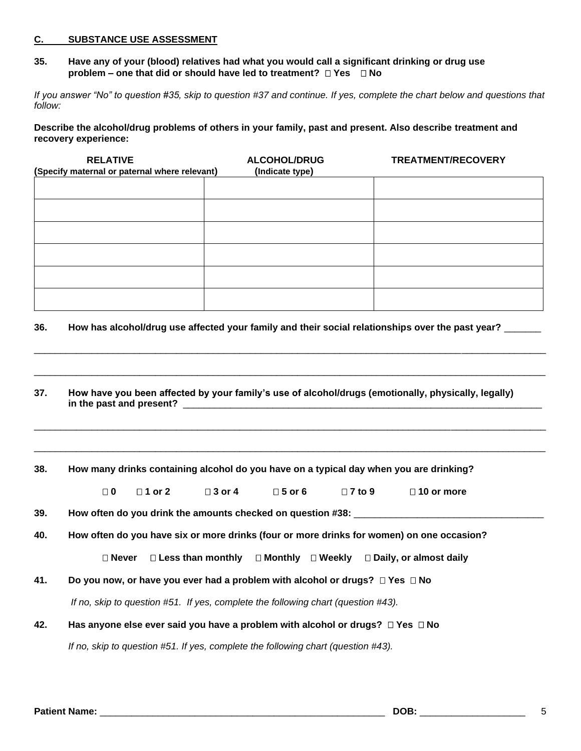## C. SUBSTANCE USE ASSESSMENT

**35. Have any of your (blood) relatives had what you would call a significant drinking or drug use problem – one that did or should have led to treatment? ☐ Yes ☐ No**

*If you answer "No" to question #35, skip to question #37 and continue. If yes, complete the chart below and questions that follow:*

**Describe the alcohol/drug problems of others in your family, past and present. Also describe treatment and recovery experience:**

| RELATIVE (Specify maternal or paternal where relevant) | ALCOHOL/DRUG (Indicate type) | TREATMENT/RECOVERY |
|---|---|---|
| | | |
| | | |
| | | |
| | | |
| | | |
| | | |

**36. How has alcohol/drug use affected your family and their social relationships over the past year?** _______

___________________________________________________________________________________________

___________________________________________________________________________________________

**37. How have you been affected by your family's use of alcohol/drugs (emotionally, physically, legally) in the past and present?** ___________________________________________________________

___________________________________________________________________________________________

___________________________________________________________________________________________

**38. How many drinks containing alcohol do you have on a typical day when you are drinking?**

**☐ 0 ☐ 1 or 2 ☐ 3 or 4 ☐ 5 or 6 ☐ 7 to 9 ☐ 10 or more**

**39. How often do you drink the amounts checked on question #38:** ___________________________________

**40. How often do you have six or more drinks (four or more drinks for women) on one occasion?**

**☐ Never ☐ Less than monthly ☐ Monthly ☐ Weekly ☐ Daily, or almost daily**

**41. Do you now, or have you ever had a problem with alcohol or drugs? ☐ Yes ☐ No**

*If no, skip to question #51. If yes, complete the following chart (question #43).*

**42. Has anyone else ever said you have a problem with alcohol or drugs? ☐ Yes ☐ No**

*If no, skip to question #51. If yes, complete the following chart (question #43).*

**Patient Name:** _______________________________________________________ **DOB:** ____________________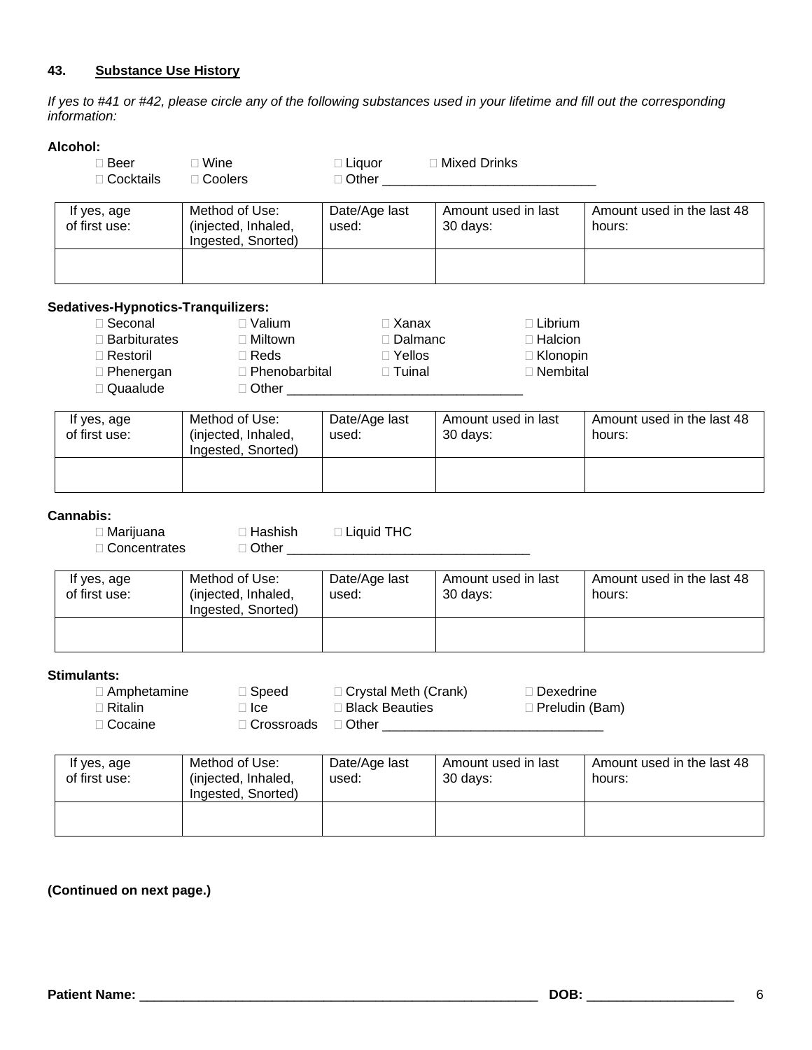**43. Substance Use History**

*If yes to #41 or #42, please circle any of the following substances used in your lifetime and fill out the corresponding information:*

**Alcohol:**

□ Beer □ Wine □ Liquor □ Mixed Drinks
□ Cocktails □ Coolers □ Other ____________________________

| If yes, age of first use: | Method of Use: (injected, Inhaled, Ingested, Snorted) | Date/Age last used: | Amount used in last 30 days: | Amount used in the last 48 hours: |
|---|---|---|---|---|
| | | | | |

**Sedatives-Hypnotics-Tranquilizers:**

□ Seconal □ Valium □ Xanax □ Librium
□ Barbiturates □ Miltown □ Dalmanc □ Halcion
□ Restoril □ Reds □ Yellos □ Klonopin
□ Phenergan □ Phenobarbital □ Tuinal □ Nembital
□ Quaalude □ Other _______________________________

| If yes, age of first use: | Method of Use: (injected, Inhaled, Ingested, Snorted) | Date/Age last used: | Amount used in last 30 days: | Amount used in the last 48 hours: |
|---|---|---|---|---|
| | | | | |

**Cannabis:**

□ Marijuana □ Hashish □ Liquid THC
□ Concentrates □ Other ________________________________

| If yes, age of first use: | Method of Use: (injected, Inhaled, Ingested, Snorted) | Date/Age last used: | Amount used in last 30 days: | Amount used in the last 48 hours: |
|---|---|---|---|---|
| | | | | |

**Stimulants:**

□ Amphetamine □ Speed □ Crystal Meth (Crank) □ Dexedrine
□ Ritalin □ Ice □ Black Beauties □ Preludin (Bam)
□ Cocaine □ Crossroads □ Other _____________________________

| If yes, age of first use: | Method of Use: (injected, Inhaled, Ingested, Snorted) | Date/Age last used: | Amount used in last 30 days: | Amount used in the last 48 hours: |
|---|---|---|---|---|
| | | | | |

**(Continued on next page.)**

**Patient Name:** ____________________________________________________ **DOB:** ___________________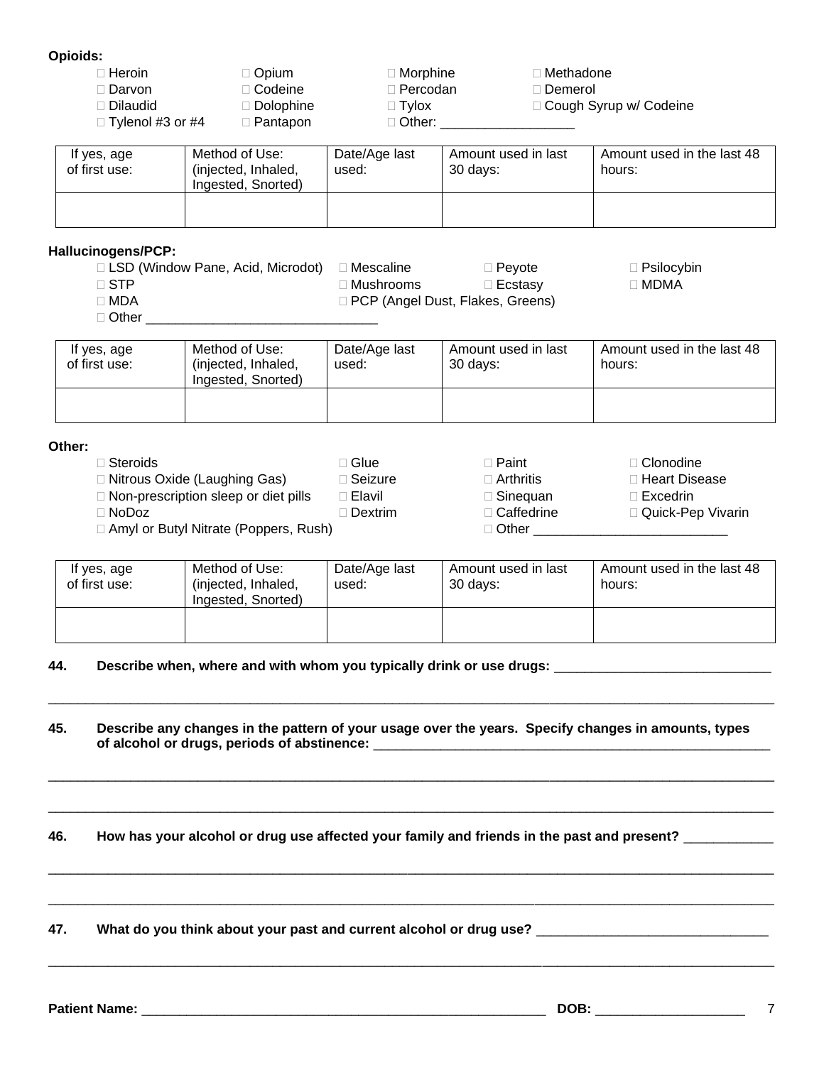**Opioids:**

- ☐ Heroin
- ☐ Opium
- ☐ Morphine
- ☐ Methadone
- ☐ Darvon
- ☐ Codeine
- ☐ Percodan
- ☐ Demerol
- ☐ Dilaudid
- ☐ Dolophine
- ☐ Tylox
- ☐ Cough Syrup w/ Codeine
- ☐ Tylenol #3 or #4
- ☐ Pantapon
- ☐ Other: __________________

| If yes, age of first use: | Method of Use: (injected, Inhaled, Ingested, Snorted) | Date/Age last used: | Amount used in last 30 days: | Amount used in the last 48 hours: |
|---|---|---|---|---|
| | | | | |

**Hallucinogens/PCP:**

- ☐ LSD (Window Pane, Acid, Microdot)
- ☐ Mescaline
- ☐ Peyote
- ☐ Psilocybin
- ☐ STP
- ☐ Mushrooms
- ☐ Ecstasy
- ☐ MDMA
- ☐ MDA
- ☐ PCP (Angel Dust, Flakes, Greens)
- ☐ Other ______________________________

| If yes, age of first use: | Method of Use: (injected, Inhaled, Ingested, Snorted) | Date/Age last used: | Amount used in last 30 days: | Amount used in the last 48 hours: |
|---|---|---|---|---|
| | | | | |

**Other:**

- ☐ Steroids
- ☐ Glue
- ☐ Paint
- ☐ Clonodine
- ☐ Nitrous Oxide (Laughing Gas)
- ☐ Seizure
- ☐ Arthritis
- ☐ Heart Disease
- ☐ Non-prescription sleep or diet pills
- ☐ Elavil
- ☐ Sinequan
- ☐ Excedrin
- ☐ NoDoz
- ☐ Dextrim
- ☐ Caffedrine
- ☐ Quick-Pep Vivarin
- ☐ Amyl or Butyl Nitrate (Poppers, Rush)
- ☐ Other __________________________

| If yes, age of first use: | Method of Use: (injected, Inhaled, Ingested, Snorted) | Date/Age last used: | Amount used in last 30 days: | Amount used in the last 48 hours: |
|---|---|---|---|---|
| | | | | |

**44. Describe when, where and with whom you typically drink or use drugs:** _____________________________

_____________________________________________________________________________________________

**45. Describe any changes in the pattern of your usage over the years. Specify changes in amounts, types of alcohol or drugs, periods of abstinence:** _______________________________________________________

_____________________________________________________________________________________________

_____________________________________________________________________________________________

**46. How has your alcohol or drug use affected your family and friends in the past and present?** ___________

_____________________________________________________________________________________________

_____________________________________________________________________________________________

**47. What do you think about your past and current alcohol or drug use?** _______________________________

_____________________________________________________________________________________________

**Patient Name:** ________________________________________________________ **DOB:** ____________________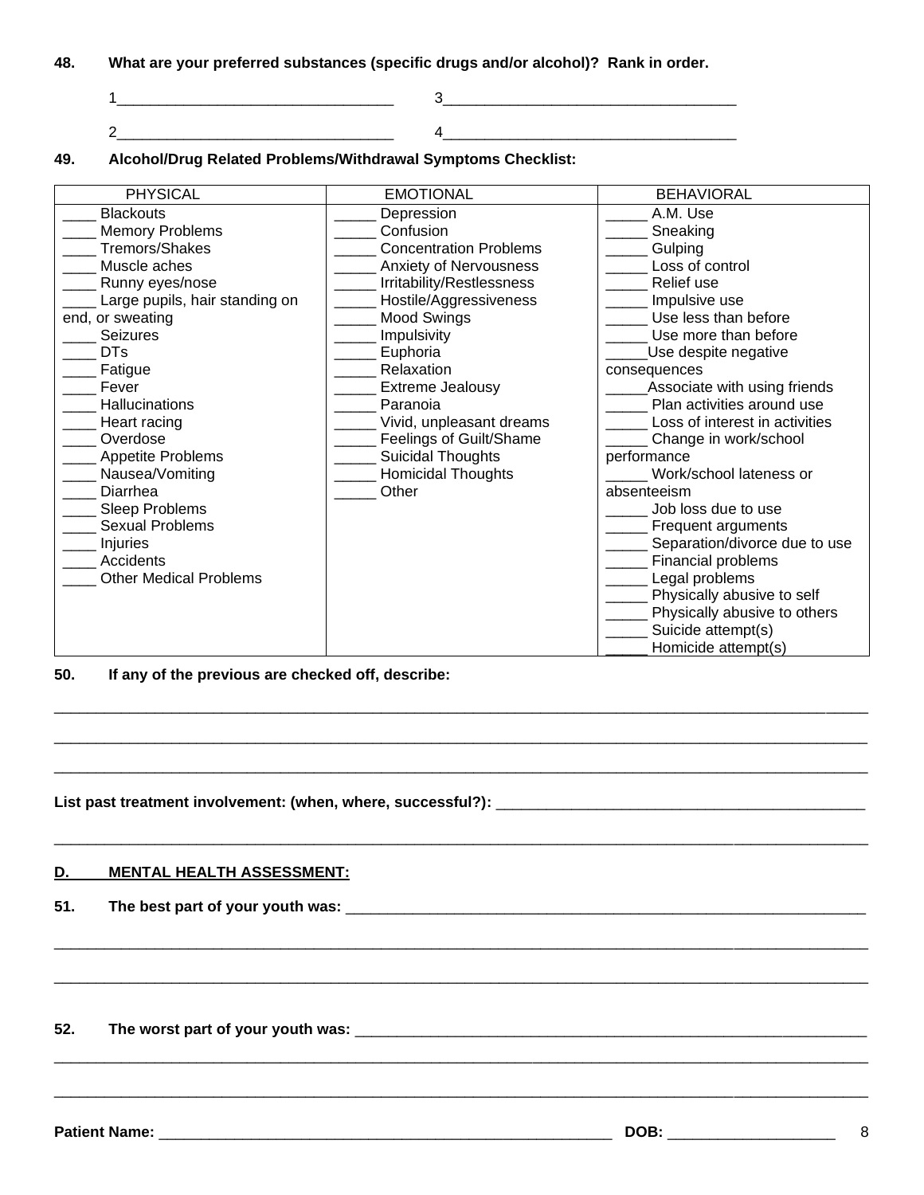**48. What are your preferred substances (specific drugs and/or alcohol)? Rank in order.**

1_________________________________ 3___________________________________

2_________________________________ 4___________________________________

**49. Alcohol/Drug Related Problems/Withdrawal Symptoms Checklist:**

| PHYSICAL | EMOTIONAL | BEHAVIORAL |
|---|---|---|
| ____ Blackouts | _____ Depression | _____ A.M. Use |
| ____ Memory Problems | _____ Confusion | _____ Sneaking |
| ____ Tremors/Shakes | _____ Concentration Problems | _____ Gulping |
| ____ Muscle aches | _____ Anxiety of Nervousness | _____ Loss of control |
| ____ Runny eyes/nose | _____ Irritability/Restlessness | _____ Relief use |
| ____ Large pupils, hair standing on end, or sweating | _____ Hostile/Aggressiveness | _____ Impulsive use |
| ____ Seizures | _____ Mood Swings | _____ Use less than before |
| ____ DTs | _____ Impulsivity | _____ Use more than before |
| ____ Fatigue | _____ Euphoria | _____Use despite negative consequences |
| ____ Fever | _____ Relaxation | _____Associate with using friends |
| ____ Hallucinations | _____ Extreme Jealousy | _____ Plan activities around use |
| ____ Heart racing | _____ Paranoia | _____ Loss of interest in activities |
| ____ Overdose | _____ Vivid, unpleasant dreams | _____ Change in work/school performance |
| ____ Appetite Problems | _____ Feelings of Guilt/Shame | _____ Work/school lateness or absenteeism |
| ____ Nausea/Vomiting | _____ Suicidal Thoughts | _____ Job loss due to use |
| ____ Diarrhea | _____ Homicidal Thoughts | _____ Frequent arguments |
| ____ Sleep Problems | _____ Other | _____ Separation/divorce due to use |
| ____ Sexual Problems | | _____ Financial problems |
| ____ Injuries | | _____ Legal problems |
| ____ Accidents | | _____ Physically abusive to self |
| ____ Other Medical Problems | | _____ Physically abusive to others |
| | | _____ Suicide attempt(s) |
| | | _____ Homicide attempt(s) |

**50. If any of the previous are checked off, describe:**

_____________________________________________________________________________________

_____________________________________________________________________________________

_____________________________________________________________________________________

**List past treatment involvement: (when, where, successful?):** ____________________________________________

_____________________________________________________________________________________

## D. MENTAL HEALTH ASSESSMENT:

**51. The best part of your youth was:** _______________________________________________________________

_____________________________________________________________________________________

_____________________________________________________________________________________

**52. The worst part of your youth was:** ______________________________________________________________

_____________________________________________________________________________________

_____________________________________________________________________________________

**Patient Name:** _______________________________________________________ **DOB:** ____________________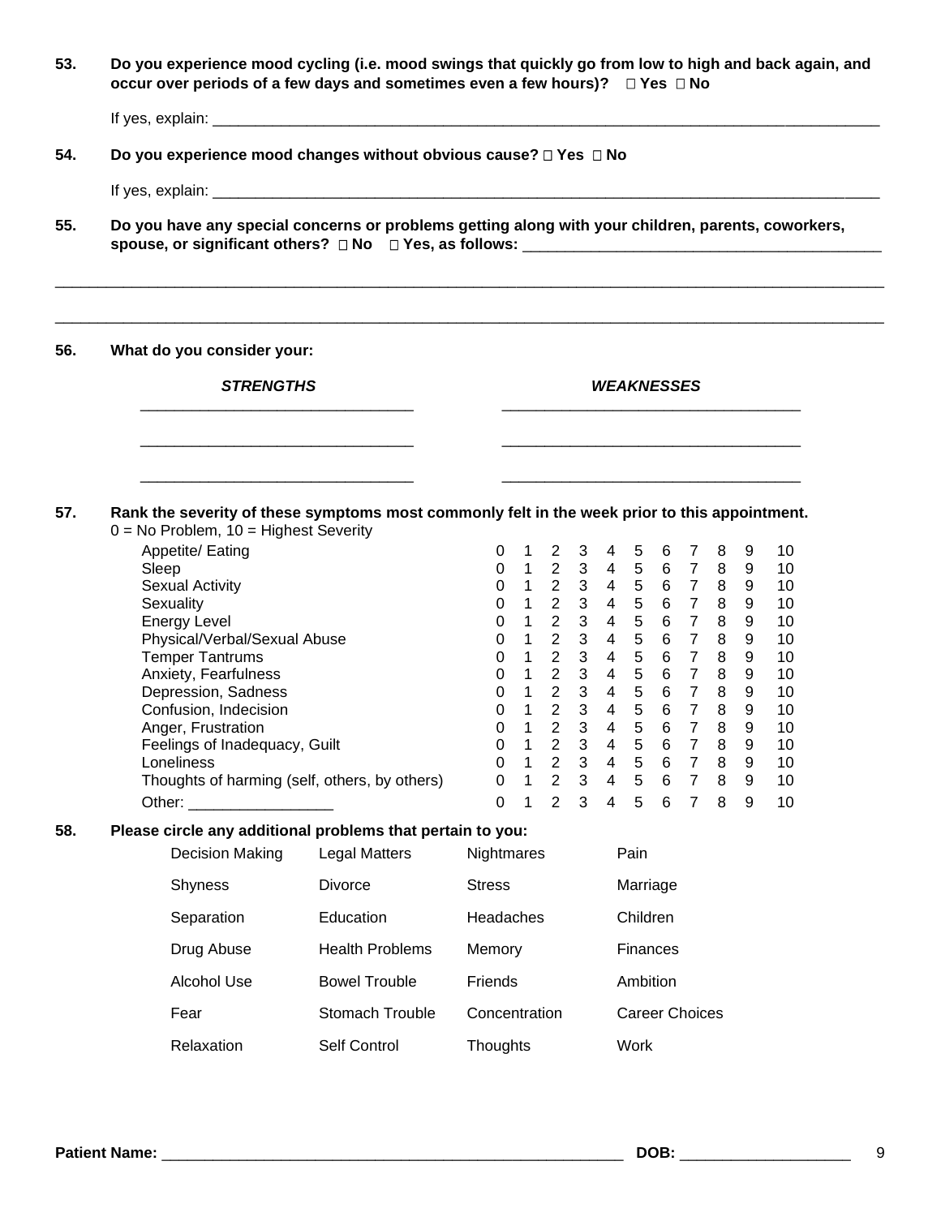**53. Do you experience mood cycling (i.e. mood swings that quickly go from low to high and back again, and occur over periods of a few days and sometimes even a few hours)? ☐ Yes ☐ No**

If yes, explain: ________________________________________________________________________________

**54. Do you experience mood changes without obvious cause? ☐ Yes ☐ No**

If yes, explain: ________________________________________________________________________________

**55. Do you have any special concerns or problems getting along with your children, parents, coworkers, spouse, or significant others? ☐ No ☐ Yes, as follows:** ___________________________________________

______________________________________________________________________________________________

______________________________________________________________________________________________

**56. What do you consider your:**

| ***STRENGTHS*** | ***WEAKNESSES*** |
|---|---|
| ________________________________ | ___________________________________ |
| ________________________________ | ___________________________________ |
| ________________________________ | ___________________________________ |

**57. Rank the severity of these symptoms most commonly felt in the week prior to this appointment.**
0 = No Problem, 10 = Highest Severity

| | | | | | | | | | | | |
|---|---|---|---|---|---|---|---|---|---|---|---|
| Appetite/ Eating | 0 | 1 | 2 | 3 | 4 | 5 | 6 | 7 | 8 | 9 | 10 |
| Sleep | 0 | 1 | 2 | 3 | 4 | 5 | 6 | 7 | 8 | 9 | 10 |
| Sexual Activity | 0 | 1 | 2 | 3 | 4 | 5 | 6 | 7 | 8 | 9 | 10 |
| Sexuality | 0 | 1 | 2 | 3 | 4 | 5 | 6 | 7 | 8 | 9 | 10 |
| Energy Level | 0 | 1 | 2 | 3 | 4 | 5 | 6 | 7 | 8 | 9 | 10 |
| Physical/Verbal/Sexual Abuse | 0 | 1 | 2 | 3 | 4 | 5 | 6 | 7 | 8 | 9 | 10 |
| Temper Tantrums | 0 | 1 | 2 | 3 | 4 | 5 | 6 | 7 | 8 | 9 | 10 |
| Anxiety, Fearfulness | 0 | 1 | 2 | 3 | 4 | 5 | 6 | 7 | 8 | 9 | 10 |
| Depression, Sadness | 0 | 1 | 2 | 3 | 4 | 5 | 6 | 7 | 8 | 9 | 10 |
| Confusion, Indecision | 0 | 1 | 2 | 3 | 4 | 5 | 6 | 7 | 8 | 9 | 10 |
| Anger, Frustration | 0 | 1 | 2 | 3 | 4 | 5 | 6 | 7 | 8 | 9 | 10 |
| Feelings of Inadequacy, Guilt | 0 | 1 | 2 | 3 | 4 | 5 | 6 | 7 | 8 | 9 | 10 |
| Loneliness | 0 | 1 | 2 | 3 | 4 | 5 | 6 | 7 | 8 | 9 | 10 |
| Thoughts of harming (self, others, by others) | 0 | 1 | 2 | 3 | 4 | 5 | 6 | 7 | 8 | 9 | 10 |
| Other: _________________ | 0 | 1 | 2 | 3 | 4 | 5 | 6 | 7 | 8 | 9 | 10 |

**58. Please circle any additional problems that pertain to you:**

| | | | |
|---|---|---|---|
| Decision Making | Legal Matters | Nightmares | Pain |
| Shyness | Divorce | Stress | Marriage |
| Separation | Education | Headaches | Children |
| Drug Abuse | Health Problems | Memory | Finances |
| Alcohol Use | Bowel Trouble | Friends | Ambition |
| Fear | Stomach Trouble | Concentration | Career Choices |
| Relaxation | Self Control | Thoughts | Work |

**Patient Name:** ________________________________________________________ **DOB:** ____________________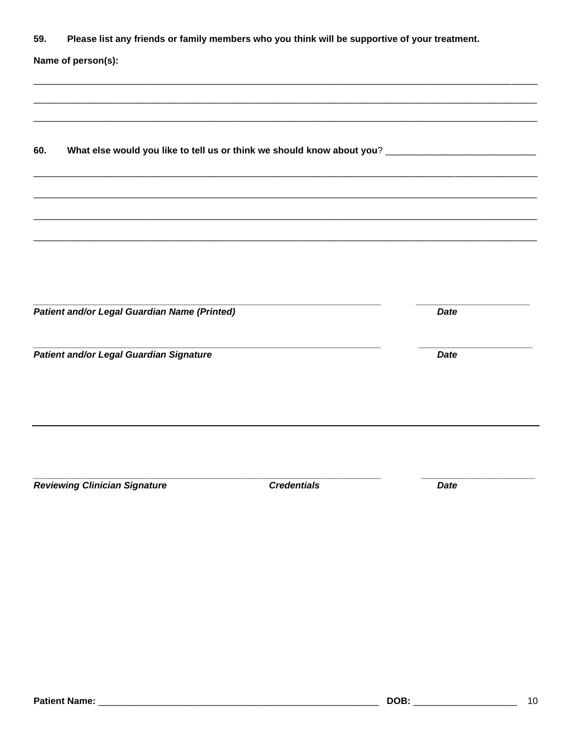**59. Please list any friends or family members who you think will be supportive of your treatment.**

**Name of person(s):**

______________________________________________________________________________________________

______________________________________________________________________________________________

______________________________________________________________________________________________

**60. What else would you like to tell us or think we should know about you**? ____________________________

______________________________________________________________________________________________

______________________________________________________________________________________________

______________________________________________________________________________________________

______________________________________________________________________________________________

_________________________________________________________________ ____________________

***Patient and/or Legal Guardian Name (Printed)*** ***Date***

_________________________________________________________________ ____________________

***Patient and/or Legal Guardian Signature*** ***Date***

---

_________________________________________________________________ ____________________

***Reviewing Clinician Signature*** ***Credentials*** ***Date***

**Patient Name:** ___________________________________________________ **DOB:** ___________________